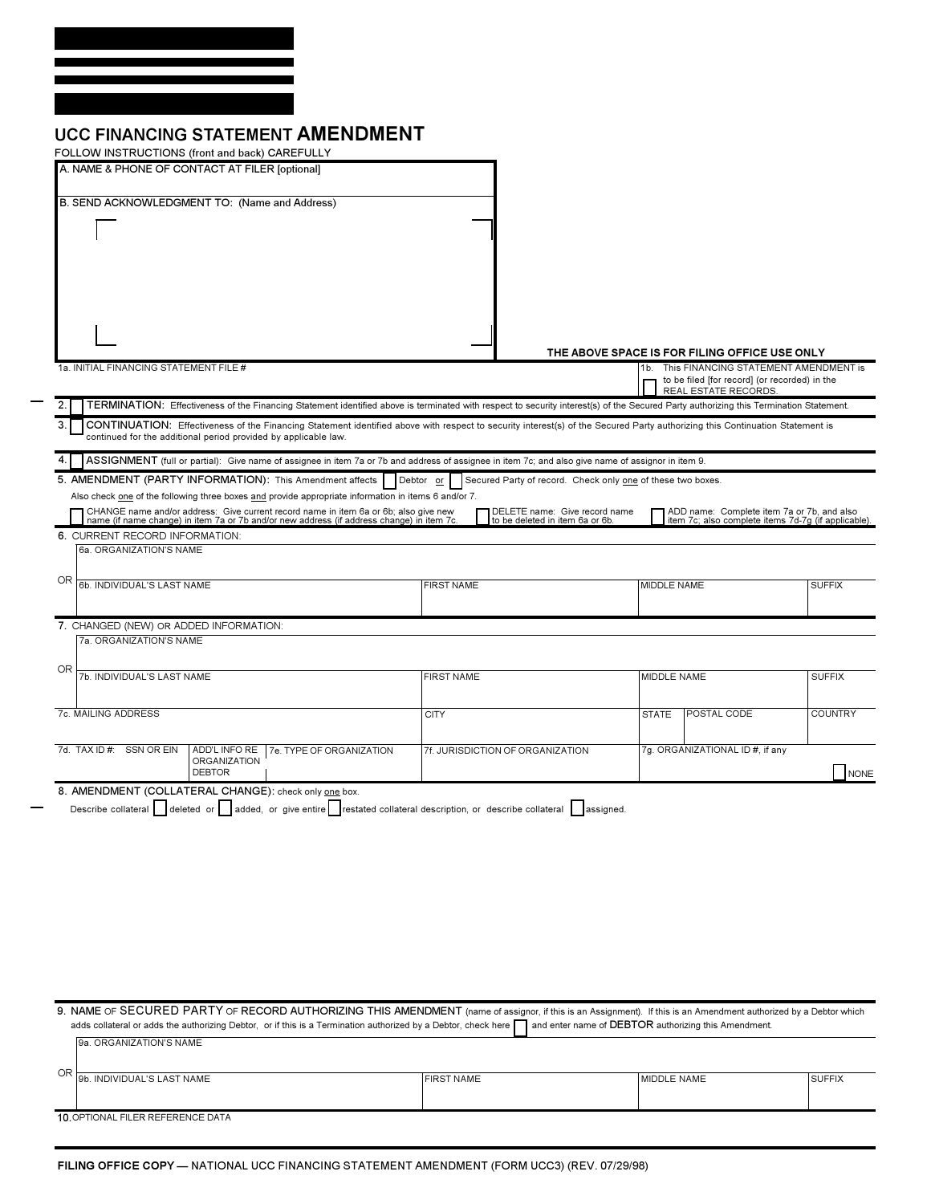# UCC FINANCING STATEMENT AMENDMENT

FOLLOW INSTRUCTIONS (front and back) CAREFULLY

A. NAME & PHONE OF CONTACT AT FILER [optional]

B. SEND ACKNOWLEDGMENT TO: (Name and Address)

THE ABOVE SPACE IS FOR FILING OFFICE USE ONLY

| 1a. INITIAL FINANCING STATEMENT FILE # | 1b. ☐ This FINANCING STATEMENT AMENDMENT is to be filed [for record] (or recorded) in the REAL ESTATE RECORDS. |
|---|---|

2. ☐ **TERMINATION:** Effectiveness of the Financing Statement identified above is terminated with respect to security interest(s) of the Secured Party authorizing this Termination Statement.

3. ☐ **CONTINUATION:** Effectiveness of the Financing Statement identified above with respect to security interest(s) of the Secured Party authorizing this Continuation Statement is continued for the additional period provided by applicable law.

4. ☐ **ASSIGNMENT** (full or partial): Give name of assignee in item 7a or 7b and address of assignee in item 7c; and also give name of assignor in item 9.

5. **AMENDMENT (PARTY INFORMATION):** This Amendment affects ☐ Debtor or ☐ Secured Party of record. Check only one of these two boxes.

Also check one of the following three boxes and provide appropriate information in items 6 and/or 7.

☐ CHANGE name and/or address: Give current record name in item 6a or 6b; also give new name (if name change) in item 7a or 7b and/or new address (if address change) in item 7c.

☐ DELETE name: Give record name to be deleted in item 6a or 6b.

☐ ADD name: Complete item 7a or 7b, and also item 7c; also complete items 7d-7g (if applicable).

6. CURRENT RECORD INFORMATION:

| 6a. ORGANIZATION'S NAME | | | |
|---|---|---|---|
| **OR** 6b. INDIVIDUAL'S LAST NAME | FIRST NAME | MIDDLE NAME | SUFFIX |

7. CHANGED (NEW) OR ADDED INFORMATION:

| 7a. ORGANIZATION'S NAME | | | | | |
|---|---|---|---|---|---|
| **OR** 7b. INDIVIDUAL'S LAST NAME | | FIRST NAME | MIDDLE NAME | | SUFFIX |
| 7c. MAILING ADDRESS | | CITY | STATE | POSTAL CODE | COUNTRY |
| 7d. TAX ID #: SSN OR EIN | ADD'L INFO RE ORGANIZATION DEBTOR / 7e. TYPE OF ORGANIZATION | 7f. JURISDICTION OF ORGANIZATION | 7g. ORGANIZATIONAL ID #, if any | | ☐ NONE |

8. AMENDMENT (COLLATERAL CHANGE): check only one box.

Describe collateral ☐ deleted or ☐ added, or give entire ☐ restated collateral description, or describe collateral ☐ assigned.

9. NAME OF SECURED PARTY OF RECORD AUTHORIZING THIS AMENDMENT (name of assignor, if this is an Assignment). If this is an Amendment authorized by a Debtor which adds collateral or adds the authorizing Debtor, or if this is a Termination authorized by a Debtor, check here ☐ and enter name of DEBTOR authorizing this Amendment.

| 9a. ORGANIZATION'S NAME | | | |
|---|---|---|---|
| **OR** 9b. INDIVIDUAL'S LAST NAME | FIRST NAME | MIDDLE NAME | SUFFIX |

10. OPTIONAL FILER REFERENCE DATA

FILING OFFICE COPY — NATIONAL UCC FINANCING STATEMENT AMENDMENT (FORM UCC3) (REV. 07/29/98)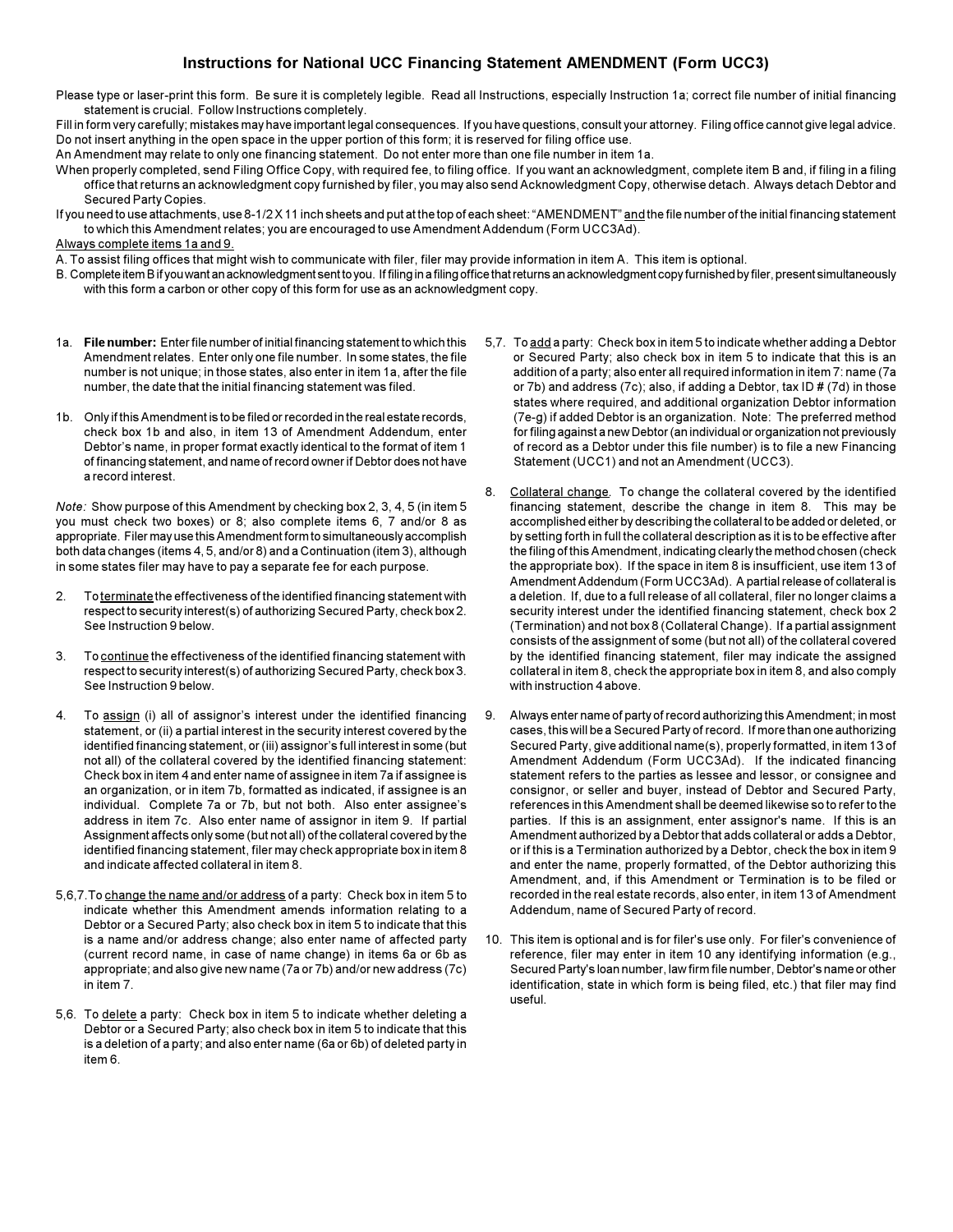## Instructions for National UCC Financing Statement AMENDMENT (Form UCC3)

Please type or laser-print this form. Be sure it is completely legible. Read all Instructions, especially Instruction 1a; correct file number of initial financing statement is crucial. Follow Instructions completely.

Fill in form very carefully; mistakes may have important legal consequences. If you have questions, consult your attorney. Filing office cannot give legal advice.

Do not insert anything in the open space in the upper portion of this form; it is reserved for filing office use.

An Amendment may relate to only one financing statement. Do not enter more than one file number in item 1a.

When properly completed, send Filing Office Copy, with required fee, to filing office. If you want an acknowledgment, complete item B and, if filing in a filing office that returns an acknowledgment copy furnished by filer, you may also send Acknowledgment Copy, otherwise detach. Always detach Debtor and Secured Party Copies.

If you need to use attachments, use 8-1/2 X 11 inch sheets and put at the top of each sheet: "AMENDMENT" and the file number of the initial financing statement to which this Amendment relates; you are encouraged to use Amendment Addendum (Form UCC3Ad).

Always complete items 1a and 9.

A. To assist filing offices that might wish to communicate with filer, filer may provide information in item A. This item is optional.

B. Complete item B if you want an acknowledgment sent to you. If filing in a filing office that returns an acknowledgment copy furnished by filer, present simultaneously with this form a carbon or other copy of this form for use as an acknowledgment copy.

1a. **File number:** Enter file number of initial financing statement to which this Amendment relates. Enter only one file number. In some states, the file number is not unique; in those states, also enter in item 1a, after the file number, the date that the initial financing statement was filed.

1b. Only if this Amendment is to be filed or recorded in the real estate records, check box 1b and also, in item 13 of Amendment Addendum, enter Debtor's name, in proper format exactly identical to the format of item 1 of financing statement, and name of record owner if Debtor does not have a record interest.

*Note:* Show purpose of this Amendment by checking box 2, 3, 4, 5 (in item 5 you must check two boxes) or 8; also complete items 6, 7 and/or 8 as appropriate. Filer may use this Amendment form to simultaneously accomplish both data changes (items 4, 5, and/or 8) and a Continuation (item 3), although in some states filer may have to pay a separate fee for each purpose.

2. To terminate the effectiveness of the identified financing statement with respect to security interest(s) of authorizing Secured Party, check box 2. See Instruction 9 below.

3. To continue the effectiveness of the identified financing statement with respect to security interest(s) of authorizing Secured Party, check box 3. See Instruction 9 below.

4. To assign (i) all of assignor's interest under the identified financing statement, or (ii) a partial interest in the security interest covered by the identified financing statement, or (iii) assignor's full interest in some (but not all) of the collateral covered by the identified financing statement: Check box in item 4 and enter name of assignee in item 7a if assignee is an organization, or in item 7b, formatted as indicated, if assignee is an individual. Complete 7a or 7b, but not both. Also enter assignee's address in item 7c. Also enter name of assignor in item 9. If partial Assignment affects only some (but not all) of the collateral covered by the identified financing statement, filer may check appropriate box in item 8 and indicate affected collateral in item 8.

5,6,7. To change the name and/or address of a party: Check box in item 5 to indicate whether this Amendment amends information relating to a Debtor or a Secured Party; also check box in item 5 to indicate that this is a name and/or address change; also enter name of affected party (current record name, in case of name change) in items 6a or 6b as appropriate; and also give new name (7a or 7b) and/or new address (7c) in item 7.

5,6. To delete a party: Check box in item 5 to indicate whether deleting a Debtor or a Secured Party; also check box in item 5 to indicate that this is a deletion of a party; and also enter name (6a or 6b) of deleted party in item 6.

5,7. To add a party: Check box in item 5 to indicate whether adding a Debtor or Secured Party; also check box in item 5 to indicate that this is an addition of a party; also enter all required information in item 7: name (7a or 7b) and address (7c); also, if adding a Debtor, tax ID # (7d) in those states where required, and additional organization Debtor information (7e-g) if added Debtor is an organization. Note: The preferred method for filing against a new Debtor (an individual or organization not previously of record as a Debtor under this file number) is to file a new Financing Statement (UCC1) and not an Amendment (UCC3).

8. Collateral change. To change the collateral covered by the identified financing statement, describe the change in item 8. This may be accomplished either by describing the collateral to be added or deleted, or by setting forth in full the collateral description as it is to be effective after the filing of this Amendment, indicating clearly the method chosen (check the appropriate box). If the space in item 8 is insufficient, use item 13 of Amendment Addendum (Form UCC3Ad). A partial release of collateral is a deletion. If, due to a full release of all collateral, filer no longer claims a security interest under the identified financing statement, check box 2 (Termination) and not box 8 (Collateral Change). If a partial assignment consists of the assignment of some (but not all) of the collateral covered by the identified financing statement, filer may indicate the assigned collateral in item 8, check the appropriate box in item 8, and also comply with instruction 4 above.

9. Always enter name of party of record authorizing this Amendment; in most cases, this will be a Secured Party of record. If more than one authorizing Secured Party, give additional name(s), properly formatted, in item 13 of Amendment Addendum (Form UCC3Ad). If the indicated financing statement refers to the parties as lessee and lessor, or consignee and consignor, or seller and buyer, instead of Debtor and Secured Party, references in this Amendment shall be deemed likewise so to refer to the parties. If this is an assignment, enter assignor's name. If this is an Amendment authorized by a Debtor that adds collateral or adds a Debtor, or if this is a Termination authorized by a Debtor, check the box in item 9 and enter the name, properly formatted, of the Debtor authorizing this Amendment, and, if this Amendment or Termination is to be filed or recorded in the real estate records, also enter, in item 13 of Amendment Addendum, name of Secured Party of record.

10. This item is optional and is for filer's use only. For filer's convenience of reference, filer may enter in item 10 any identifying information (e.g., Secured Party's loan number, law firm file number, Debtor's name or other identification, state in which form is being filed, etc.) that filer may find useful.